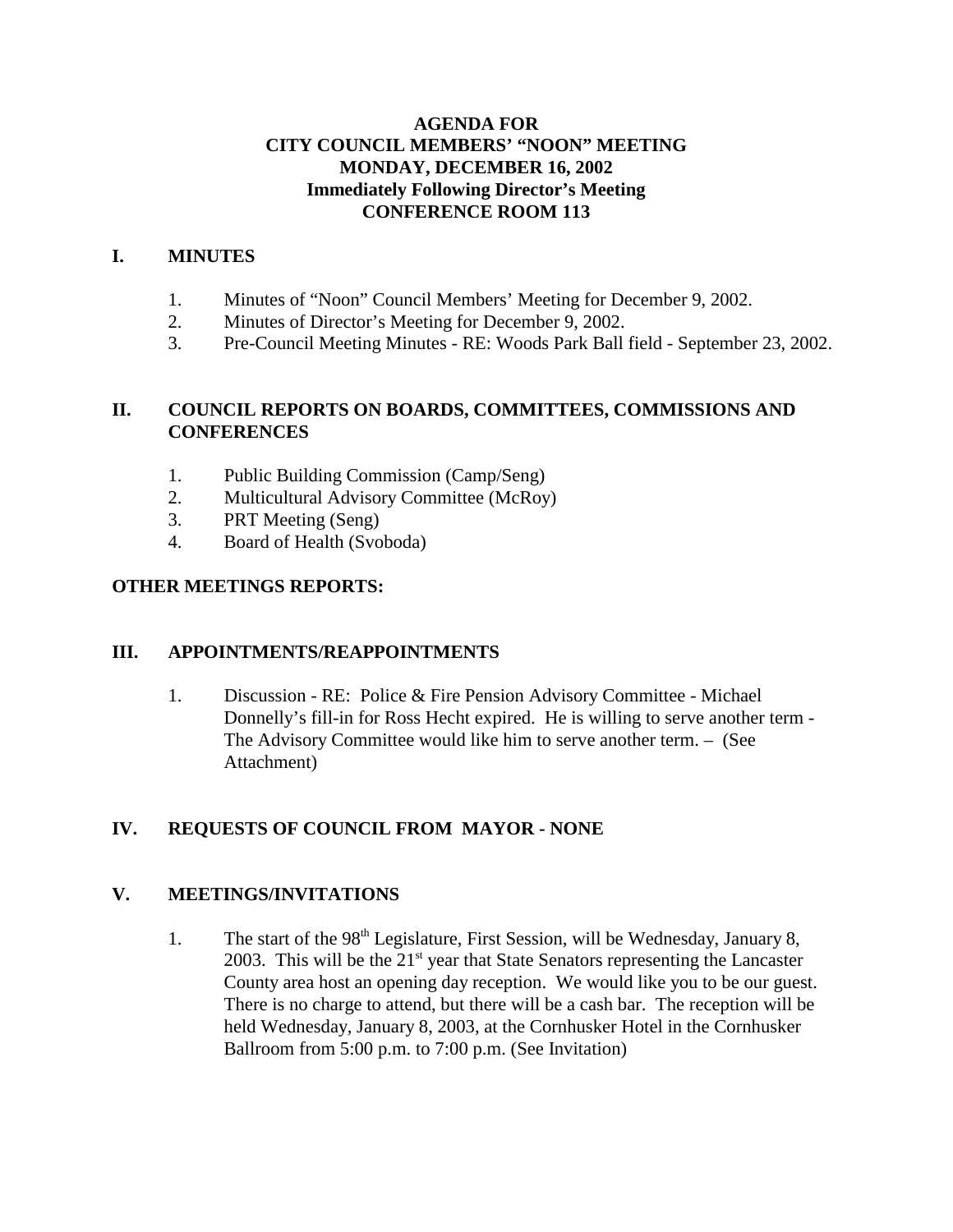# AGENDA FOR
# CITY COUNCIL MEMBERS' "NOON" MEETING
# MONDAY, DECEMBER 16, 2002
## Immediately Following Director's Meeting
## CONFERENCE ROOM 113

## I. MINUTES

1. Minutes of "Noon" Council Members' Meeting for December 9, 2002.
2. Minutes of Director's Meeting for December 9, 2002.
3. Pre-Council Meeting Minutes - RE: Woods Park Ball field - September 23, 2002.

## II. COUNCIL REPORTS ON BOARDS, COMMITTEES, COMMISSIONS AND CONFERENCES

1. Public Building Commission (Camp/Seng)
2. Multicultural Advisory Committee (McRoy)
3. PRT Meeting (Seng)
4. Board of Health (Svoboda)

## OTHER MEETINGS REPORTS:

## III. APPOINTMENTS/REAPPOINTMENTS

1. Discussion - RE: Police & Fire Pension Advisory Committee - Michael Donnelly's fill-in for Ross Hecht expired. He is willing to serve another term - The Advisory Committee would like him to serve another term. – (See Attachment)

## IV. REQUESTS OF COUNCIL FROM MAYOR - NONE

## V. MEETINGS/INVITATIONS

1. The start of the 98th Legislature, First Session, will be Wednesday, January 8, 2003. This will be the 21st year that State Senators representing the Lancaster County area host an opening day reception. We would like you to be our guest. There is no charge to attend, but there will be a cash bar. The reception will be held Wednesday, January 8, 2003, at the Cornhusker Hotel in the Cornhusker Ballroom from 5:00 p.m. to 7:00 p.m. (See Invitation)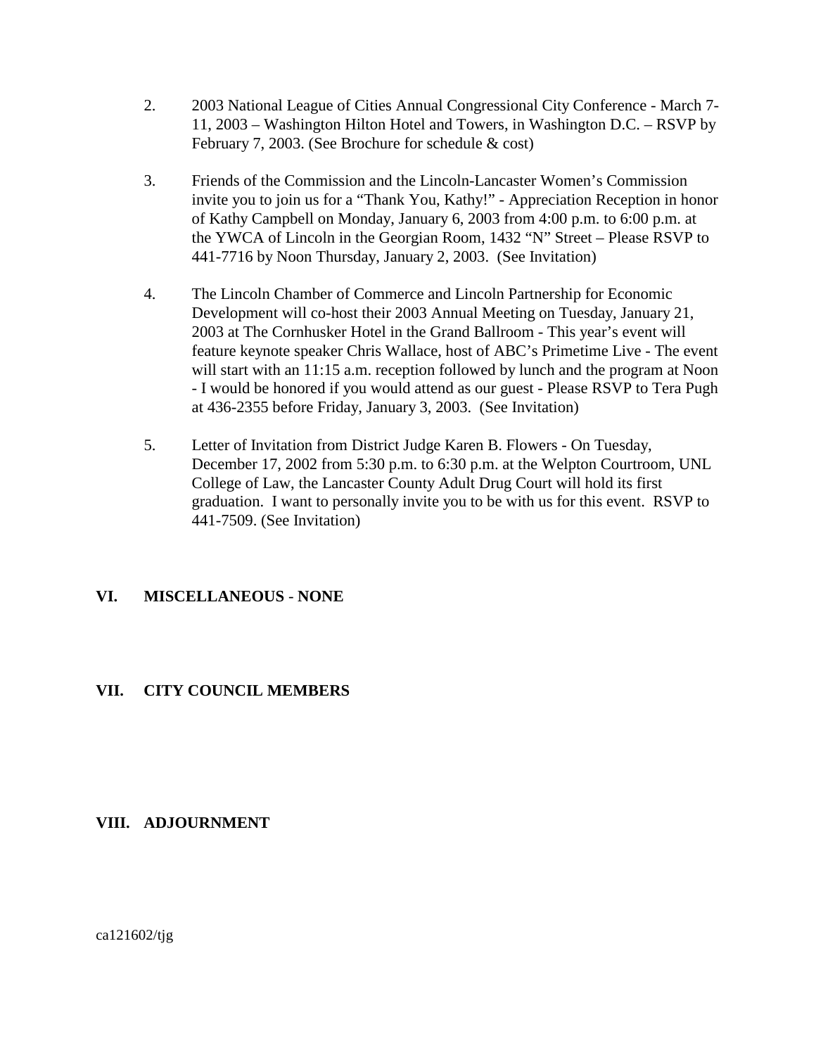2. 2003 National League of Cities Annual Congressional City Conference - March 7-11, 2003 – Washington Hilton Hotel and Towers, in Washington D.C. – RSVP by February 7, 2003. (See Brochure for schedule & cost)

3. Friends of the Commission and the Lincoln-Lancaster Women's Commission invite you to join us for a "Thank You, Kathy!" - Appreciation Reception in honor of Kathy Campbell on Monday, January 6, 2003 from 4:00 p.m. to 6:00 p.m. at the YWCA of Lincoln in the Georgian Room, 1432 "N" Street – Please RSVP to 441-7716 by Noon Thursday, January 2, 2003. (See Invitation)

4. The Lincoln Chamber of Commerce and Lincoln Partnership for Economic Development will co-host their 2003 Annual Meeting on Tuesday, January 21, 2003 at The Cornhusker Hotel in the Grand Ballroom - This year's event will feature keynote speaker Chris Wallace, host of ABC's Primetime Live - The event will start with an 11:15 a.m. reception followed by lunch and the program at Noon - I would be honored if you would attend as our guest - Please RSVP to Tera Pugh at 436-2355 before Friday, January 3, 2003. (See Invitation)

5. Letter of Invitation from District Judge Karen B. Flowers - On Tuesday, December 17, 2002 from 5:30 p.m. to 6:30 p.m. at the Welpton Courtroom, UNL College of Law, the Lancaster County Adult Drug Court will hold its first graduation. I want to personally invite you to be with us for this event. RSVP to 441-7509. (See Invitation)

## VI. MISCELLANEOUS - NONE

## VII. CITY COUNCIL MEMBERS

## VIII. ADJOURNMENT

ca121602/tjg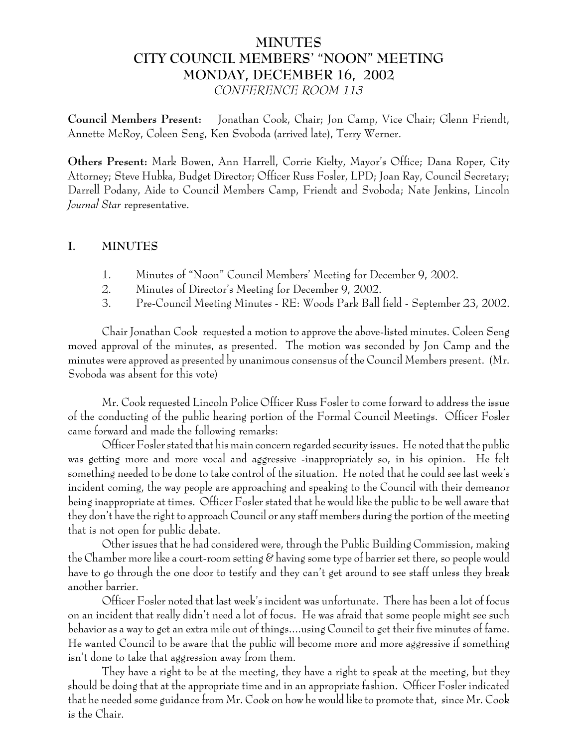# MINUTES
# CITY COUNCIL MEMBERS' "NOON" MEETING
# MONDAY, DECEMBER 16, 2002
*CONFERENCE ROOM 113*

**Council Members Present:** Jonathan Cook, Chair; Jon Camp, Vice Chair; Glenn Friendt, Annette McRoy, Coleen Seng, Ken Svoboda (arrived late), Terry Werner.

**Others Present:** Mark Bowen, Ann Harrell, Corrie Kielty, Mayor's Office; Dana Roper, City Attorney; Steve Hubka, Budget Director; Officer Russ Fosler, LPD; Joan Ray, Council Secretary; Darrell Podany, Aide to Council Members Camp, Friendt and Svoboda; Nate Jenkins, Lincoln *Journal Star* representative.

## I. MINUTES

1. Minutes of "Noon" Council Members' Meeting for December 9, 2002.
2. Minutes of Director's Meeting for December 9, 2002.
3. Pre-Council Meeting Minutes - RE: Woods Park Ball field - September 23, 2002.

Chair Jonathan Cook requested a motion to approve the above-listed minutes. Coleen Seng moved approval of the minutes, as presented. The motion was seconded by Jon Camp and the minutes were approved as presented by unanimous consensus of the Council Members present. (Mr. Svoboda was absent for this vote)

Mr. Cook requested Lincoln Police Officer Russ Fosler to come forward to address the issue of the conducting of the public hearing portion of the Formal Council Meetings. Officer Fosler came forward and made the following remarks:

Officer Fosler stated that his main concern regarded security issues. He noted that the public was getting more and more vocal and aggressive -inappropriately so, in his opinion. He felt something needed to be done to take control of the situation. He noted that he could see last week's incident coming, the way people are approaching and speaking to the Council with their demeanor being inappropriate at times. Officer Fosler stated that he would like the public to be well aware that they don't have the right to approach Council or any staff members during the portion of the meeting that is not open for public debate.

Other issues that he had considered were, through the Public Building Commission, making the Chamber more like a court-room setting & having some type of barrier set there, so people would have to go through the one door to testify and they can't get around to see staff unless they break another barrier.

Officer Fosler noted that last week's incident was unfortunate. There has been a lot of focus on an incident that really didn't need a lot of focus. He was afraid that some people might see such behavior as a way to get an extra mile out of things....using Council to get their five minutes of fame. He wanted Council to be aware that the public will become more and more aggressive if something isn't done to take that aggression away from them.

They have a right to be at the meeting, they have a right to speak at the meeting, but they should be doing that at the appropriate time and in an appropriate fashion. Officer Fosler indicated that he needed some guidance from Mr. Cook on how he would like to promote that, since Mr. Cook is the Chair.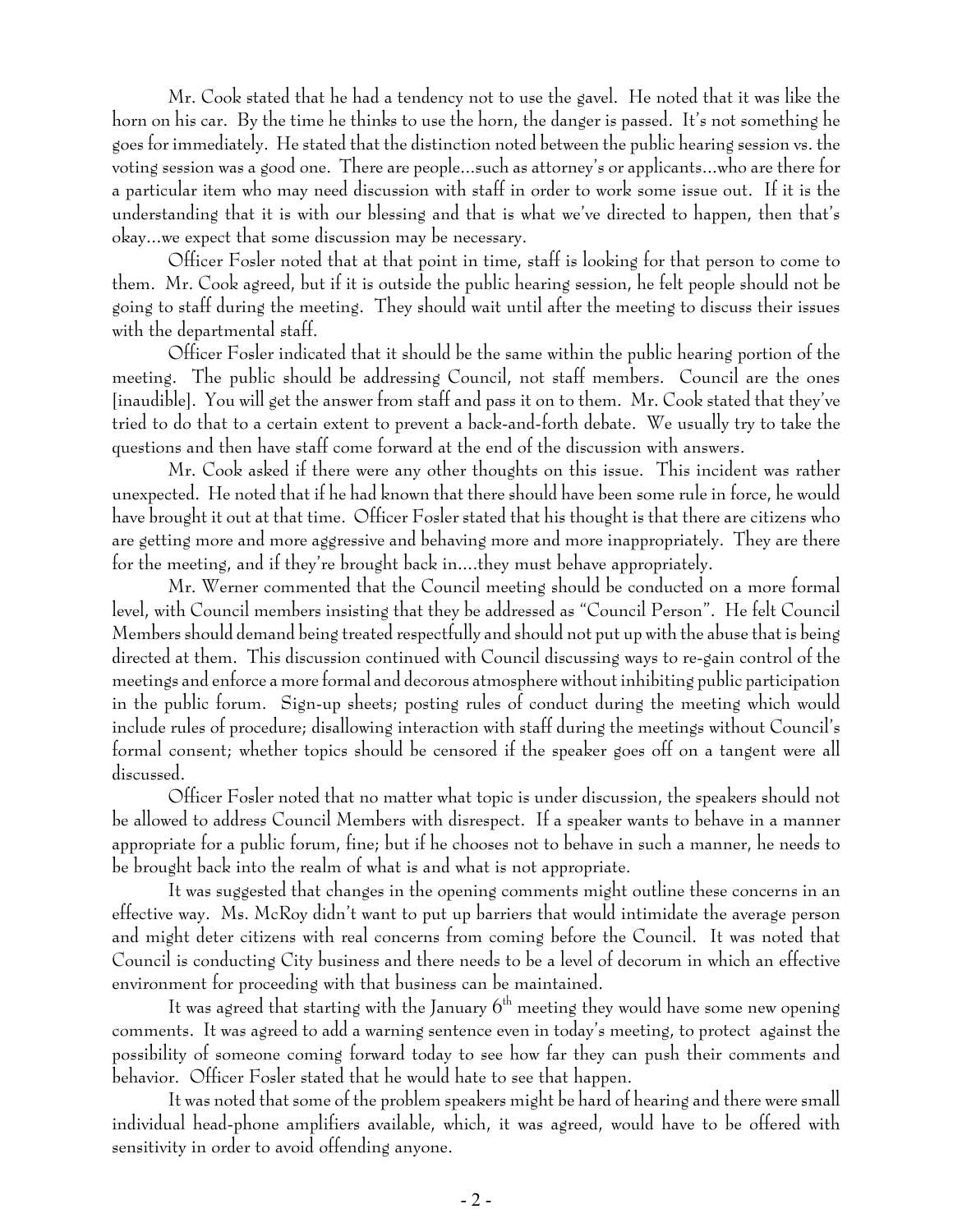Mr. Cook stated that he had a tendency not to use the gavel. He noted that it was like the horn on his car. By the time he thinks to use the horn, the danger is passed. It's not something he goes for immediately. He stated that the distinction noted between the public hearing session vs. the voting session was a good one. There are people...such as attorney's or applicants...who are there for a particular item who may need discussion with staff in order to work some issue out. If it is the understanding that it is with our blessing and that is what we've directed to happen, then that's okay...we expect that some discussion may be necessary.

Officer Fosler noted that at that point in time, staff is looking for that person to come to them. Mr. Cook agreed, but if it is outside the public hearing session, he felt people should not be going to staff during the meeting. They should wait until after the meeting to discuss their issues with the departmental staff.

Officer Fosler indicated that it should be the same within the public hearing portion of the meeting. The public should be addressing Council, not staff members. Council are the ones [inaudible]. You will get the answer from staff and pass it on to them. Mr. Cook stated that they've tried to do that to a certain extent to prevent a back-and-forth debate. We usually try to take the questions and then have staff come forward at the end of the discussion with answers.

Mr. Cook asked if there were any other thoughts on this issue. This incident was rather unexpected. He noted that if he had known that there should have been some rule in force, he would have brought it out at that time. Officer Fosler stated that his thought is that there are citizens who are getting more and more aggressive and behaving more and more inappropriately. They are there for the meeting, and if they're brought back in....they must behave appropriately.

Mr. Werner commented that the Council meeting should be conducted on a more formal level, with Council members insisting that they be addressed as "Council Person". He felt Council Members should demand being treated respectfully and should not put up with the abuse that is being directed at them. This discussion continued with Council discussing ways to re-gain control of the meetings and enforce a more formal and decorous atmosphere without inhibiting public participation in the public forum. Sign-up sheets; posting rules of conduct during the meeting which would include rules of procedure; disallowing interaction with staff during the meetings without Council's formal consent; whether topics should be censored if the speaker goes off on a tangent were all discussed.

Officer Fosler noted that no matter what topic is under discussion, the speakers should not be allowed to address Council Members with disrespect. If a speaker wants to behave in a manner appropriate for a public forum, fine; but if he chooses not to behave in such a manner, he needs to be brought back into the realm of what is and what is not appropriate.

It was suggested that changes in the opening comments might outline these concerns in an effective way. Ms. McRoy didn't want to put up barriers that would intimidate the average person and might deter citizens with real concerns from coming before the Council. It was noted that Council is conducting City business and there needs to be a level of decorum in which an effective environment for proceeding with that business can be maintained.

It was agreed that starting with the January 6th meeting they would have some new opening comments. It was agreed to add a warning sentence even in today's meeting, to protect against the possibility of someone coming forward today to see how far they can push their comments and behavior. Officer Fosler stated that he would hate to see that happen.

It was noted that some of the problem speakers might be hard of hearing and there were small individual head-phone amplifiers available, which, it was agreed, would have to be offered with sensitivity in order to avoid offending anyone.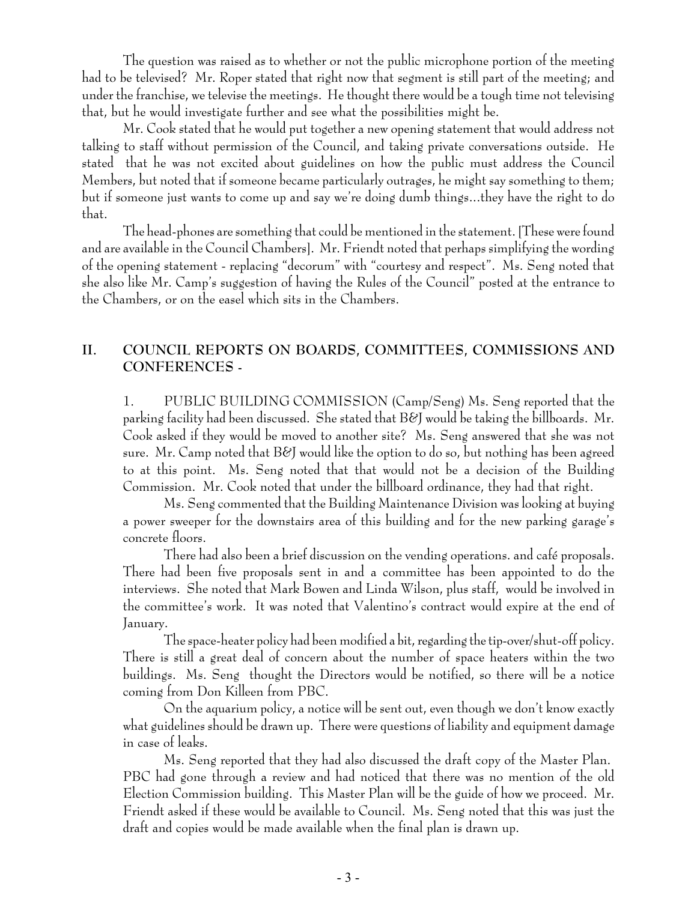The question was raised as to whether or not the public microphone portion of the meeting had to be televised? Mr. Roper stated that right now that segment is still part of the meeting; and under the franchise, we televise the meetings. He thought there would be a tough time not televising that, but he would investigate further and see what the possibilities might be.

Mr. Cook stated that he would put together a new opening statement that would address not talking to staff without permission of the Council, and taking private conversations outside. He stated that he was not excited about guidelines on how the public must address the Council Members, but noted that if someone became particularly outrages, he might say something to them; but if someone just wants to come up and say we're doing dumb things...they have the right to do that.

The head-phones are something that could be mentioned in the statement. [These were found and are available in the Council Chambers]. Mr. Friendt noted that perhaps simplifying the wording of the opening statement - replacing "decorum" with "courtesy and respect". Ms. Seng noted that she also like Mr. Camp's suggestion of having the Rules of the Council" posted at the entrance to the Chambers, or on the easel which sits in the Chambers.

## II. COUNCIL REPORTS ON BOARDS, COMMITTEES, COMMISSIONS AND CONFERENCES -

1. PUBLIC BUILDING COMMISSION (Camp/Seng) Ms. Seng reported that the parking facility had been discussed. She stated that B&J would be taking the billboards. Mr. Cook asked if they would be moved to another site? Ms. Seng answered that she was not sure. Mr. Camp noted that B&J would like the option to do so, but nothing has been agreed to at this point. Ms. Seng noted that that would not be a decision of the Building Commission. Mr. Cook noted that under the billboard ordinance, they had that right.

Ms. Seng commented that the Building Maintenance Division was looking at buying a power sweeper for the downstairs area of this building and for the new parking garage's concrete floors.

There had also been a brief discussion on the vending operations. and café proposals. There had been five proposals sent in and a committee has been appointed to do the interviews. She noted that Mark Bowen and Linda Wilson, plus staff, would be involved in the committee's work. It was noted that Valentino's contract would expire at the end of January.

The space-heater policy had been modified a bit, regarding the tip-over/shut-off policy. There is still a great deal of concern about the number of space heaters within the two buildings. Ms. Seng thought the Directors would be notified, so there will be a notice coming from Don Killeen from PBC.

On the aquarium policy, a notice will be sent out, even though we don't know exactly what guidelines should be drawn up. There were questions of liability and equipment damage in case of leaks.

Ms. Seng reported that they had also discussed the draft copy of the Master Plan. PBC had gone through a review and had noticed that there was no mention of the old Election Commission building. This Master Plan will be the guide of how we proceed. Mr. Friendt asked if these would be available to Council. Ms. Seng noted that this was just the draft and copies would be made available when the final plan is drawn up.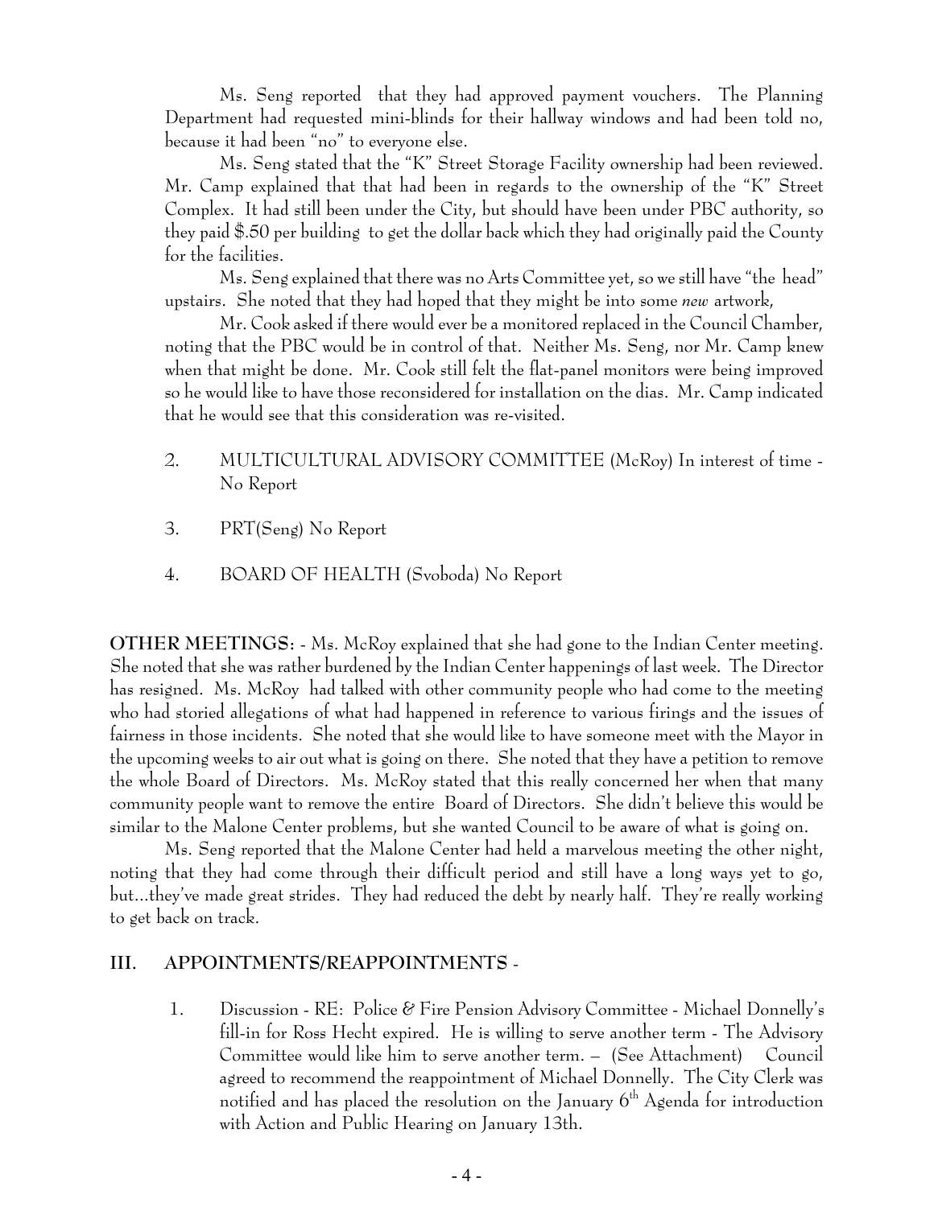Ms. Seng reported that they had approved payment vouchers. The Planning Department had requested mini-blinds for their hallway windows and had been told no, because it had been "no" to everyone else.

Ms. Seng stated that the "K" Street Storage Facility ownership had been reviewed. Mr. Camp explained that that had been in regards to the ownership of the "K" Street Complex. It had still been under the City, but should have been under PBC authority, so they paid $.50 per building to get the dollar back which they had originally paid the County for the facilities.

Ms. Seng explained that there was no Arts Committee yet, so we still have "the head" upstairs. She noted that they had hoped that they might be into some *new* artwork,

Mr. Cook asked if there would ever be a monitored replaced in the Council Chamber, noting that the PBC would be in control of that. Neither Ms. Seng, nor Mr. Camp knew when that might be done. Mr. Cook still felt the flat-panel monitors were being improved so he would like to have those reconsidered for installation on the dias. Mr. Camp indicated that he would see that this consideration was re-visited.

2. MULTICULTURAL ADVISORY COMMITTEE (McRoy) In interest of time - No Report

3. PRT(Seng) No Report

4. BOARD OF HEALTH (Svoboda) No Report

**OTHER MEETINGS:** - Ms. McRoy explained that she had gone to the Indian Center meeting. She noted that she was rather burdened by the Indian Center happenings of last week. The Director has resigned. Ms. McRoy had talked with other community people who had come to the meeting who had storied allegations of what had happened in reference to various firings and the issues of fairness in those incidents. She noted that she would like to have someone meet with the Mayor in the upcoming weeks to air out what is going on there. She noted that they have a petition to remove the whole Board of Directors. Ms. McRoy stated that this really concerned her when that many community people want to remove the entire Board of Directors. She didn't believe this would be similar to the Malone Center problems, but she wanted Council to be aware of what is going on.

Ms. Seng reported that the Malone Center had held a marvelous meeting the other night, noting that they had come through their difficult period and still have a long ways yet to go, but...they've made great strides. They had reduced the debt by nearly half. They're really working to get back on track.

## III. APPOINTMENTS/REAPPOINTMENTS -

1. Discussion - RE: Police & Fire Pension Advisory Committee - Michael Donnelly's fill-in for Ross Hecht expired. He is willing to serve another term - The Advisory Committee would like him to serve another term. – (See Attachment) Council agreed to recommend the reappointment of Michael Donnelly. The City Clerk was notified and has placed the resolution on the January 6th Agenda for introduction with Action and Public Hearing on January 13th.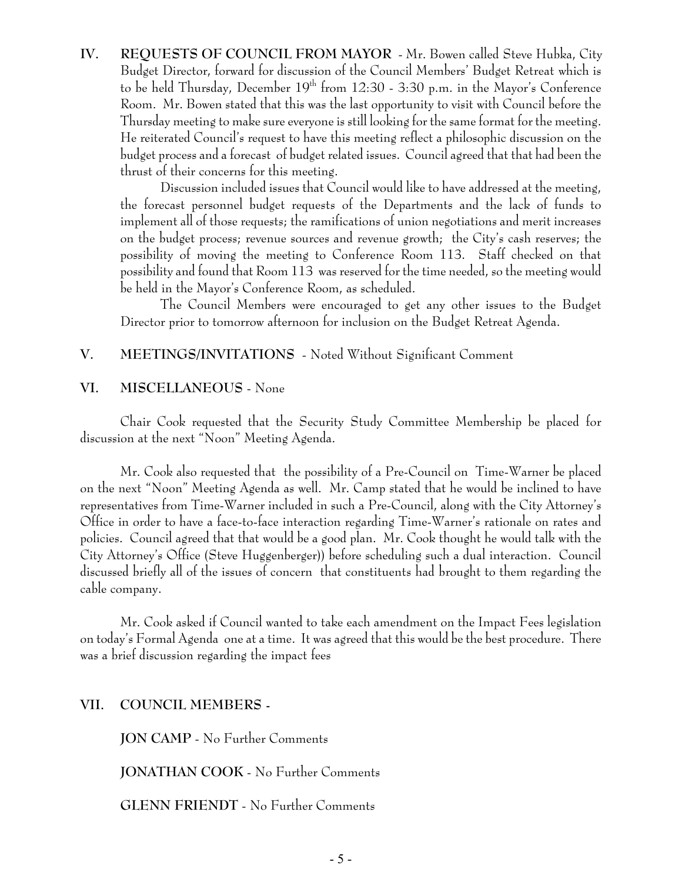**IV. REQUESTS OF COUNCIL FROM MAYOR** - Mr. Bowen called Steve Hubka, City Budget Director, forward for discussion of the Council Members' Budget Retreat which is to be held Thursday, December 19th from 12:30 - 3:30 p.m. in the Mayor's Conference Room. Mr. Bowen stated that this was the last opportunity to visit with Council before the Thursday meeting to make sure everyone is still looking for the same format for the meeting. He reiterated Council's request to have this meeting reflect a philosophic discussion on the budget process and a forecast of budget related issues. Council agreed that that had been the thrust of their concerns for this meeting.

Discussion included issues that Council would like to have addressed at the meeting, the forecast personnel budget requests of the Departments and the lack of funds to implement all of those requests; the ramifications of union negotiations and merit increases on the budget process; revenue sources and revenue growth; the City's cash reserves; the possibility of moving the meeting to Conference Room 113. Staff checked on that possibility and found that Room 113 was reserved for the time needed, so the meeting would be held in the Mayor's Conference Room, as scheduled.

The Council Members were encouraged to get any other issues to the Budget Director prior to tomorrow afternoon for inclusion on the Budget Retreat Agenda.

**V. MEETINGS/INVITATIONS** - Noted Without Significant Comment

**VI. MISCELLANEOUS** - None

Chair Cook requested that the Security Study Committee Membership be placed for discussion at the next "Noon" Meeting Agenda.

Mr. Cook also requested that the possibility of a Pre-Council on Time-Warner be placed on the next "Noon" Meeting Agenda as well. Mr. Camp stated that he would be inclined to have representatives from Time-Warner included in such a Pre-Council, along with the City Attorney's Office in order to have a face-to-face interaction regarding Time-Warner's rationale on rates and policies. Council agreed that that would be a good plan. Mr. Cook thought he would talk with the City Attorney's Office (Steve Huggenberger)) before scheduling such a dual interaction. Council discussed briefly all of the issues of concern that constituents had brought to them regarding the cable company.

Mr. Cook asked if Council wanted to take each amendment on the Impact Fees legislation on today's Formal Agenda one at a time. It was agreed that this would be the best procedure. There was a brief discussion regarding the impact fees

**VII. COUNCIL MEMBERS** -

**JON CAMP** - No Further Comments

**JONATHAN COOK** - No Further Comments

**GLENN FRIENDT** - No Further Comments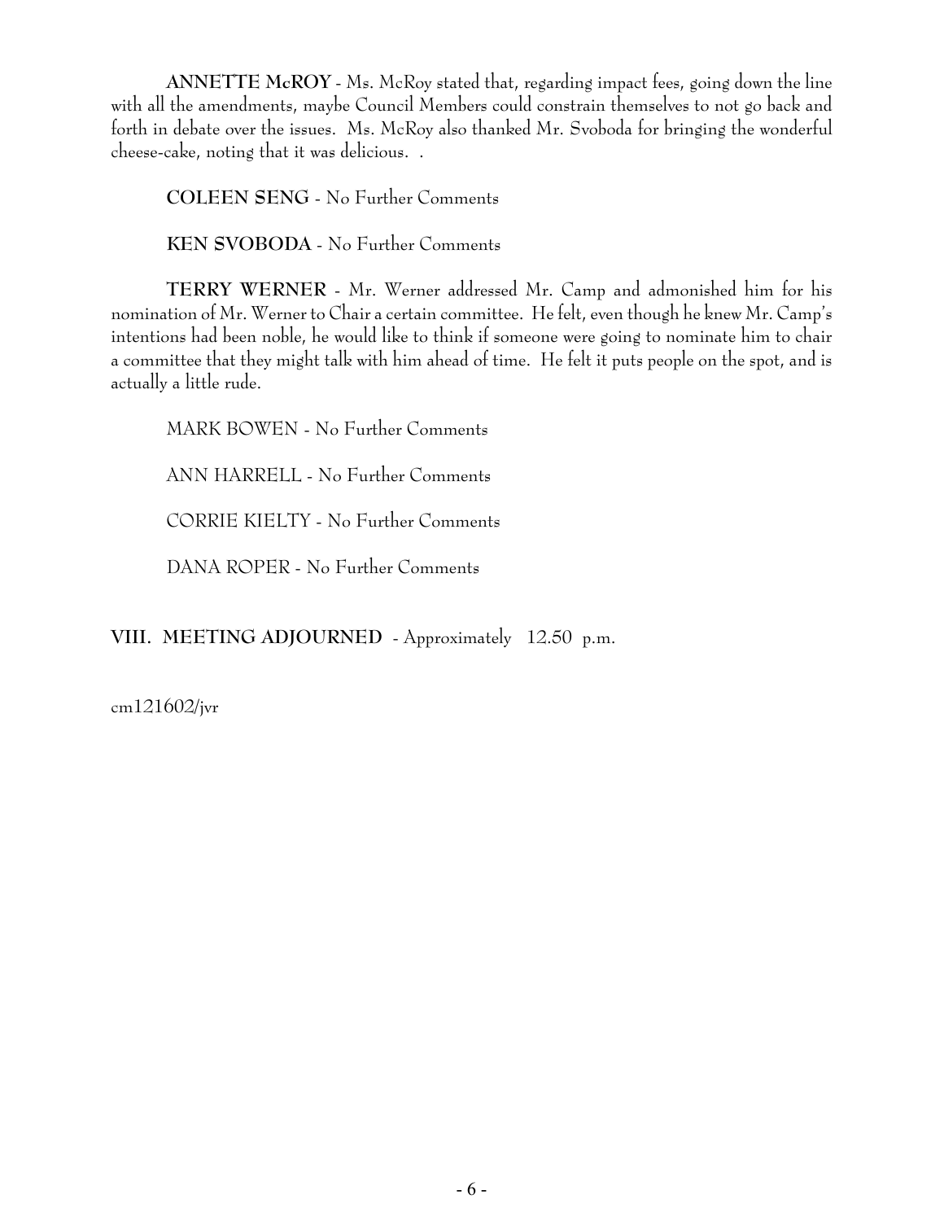**ANNETTE McROY** - Ms. McRoy stated that, regarding impact fees, going down the line with all the amendments, maybe Council Members could constrain themselves to not go back and forth in debate over the issues. Ms. McRoy also thanked Mr. Svoboda for bringing the wonderful cheese-cake, noting that it was delicious. .

**COLEEN SENG** - No Further Comments

**KEN SVOBODA** - No Further Comments

**TERRY WERNER** - Mr. Werner addressed Mr. Camp and admonished him for his nomination of Mr. Werner to Chair a certain committee. He felt, even though he knew Mr. Camp's intentions had been noble, he would like to think if someone were going to nominate him to chair a committee that they might talk with him ahead of time. He felt it puts people on the spot, and is actually a little rude.

MARK BOWEN - No Further Comments

ANN HARRELL - No Further Comments

CORRIE KIELTY - No Further Comments

DANA ROPER - No Further Comments

**VIII. MEETING ADJOURNED** - Approximately 12.50 p.m.

cm121602/jvr